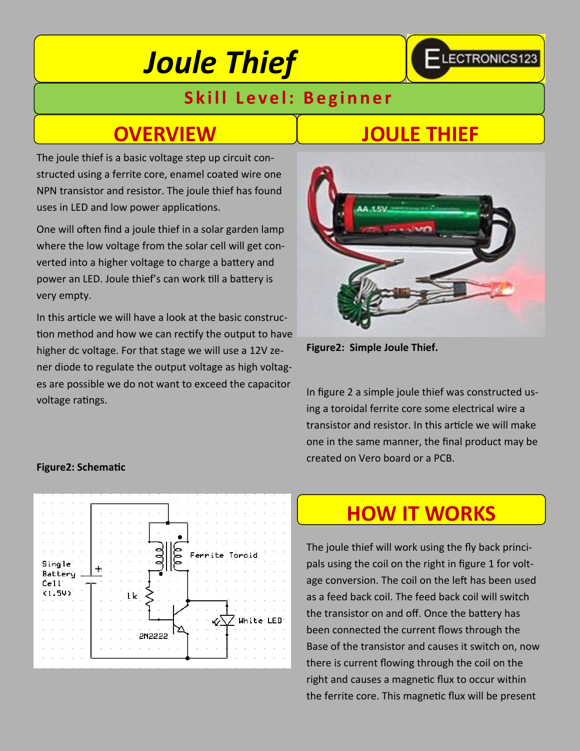# Joule Thief

**Skill Level: Beginner**

## OVERVIEW

The joule thief is a basic voltage step up circuit constructed using a ferrite core, enamel coated wire one NPN transistor and resistor. The joule thief has found uses in LED and low power applications.

One will often find a joule thief in a solar garden lamp where the low voltage from the solar cell will get converted into a higher voltage to charge a battery and power an LED. Joule thief's can work till a battery is very empty.

In this article we will have a look at the basic construction method and how we can rectify the output to have higher dc voltage. For that stage we will use a 12V zener diode to regulate the output voltage as high voltages are possible we do not want to exceed the capacitor voltage ratings.

**Figure2: Schematic**

## JOULE THIEF

**Figure2: Simple Joule Thief.**

In figure 2 a simple joule thief was constructed using a toroidal ferrite core some electrical wire a transistor and resistor. In this article we will make one in the same manner, the final product may be created on Vero board or a PCB.

## HOW IT WORKS

The joule thief will work using the fly back principals using the coil on the right in figure 1 for voltage conversion. The coil on the left has been used as a feed back coil. The feed back coil will switch the transistor on and off. Once the battery has been connected the current flows through the Base of the transistor and causes it switch on, now there is current flowing through the coil on the right and causes a magnetic flux to occur within the ferrite core. This magnetic flux will be present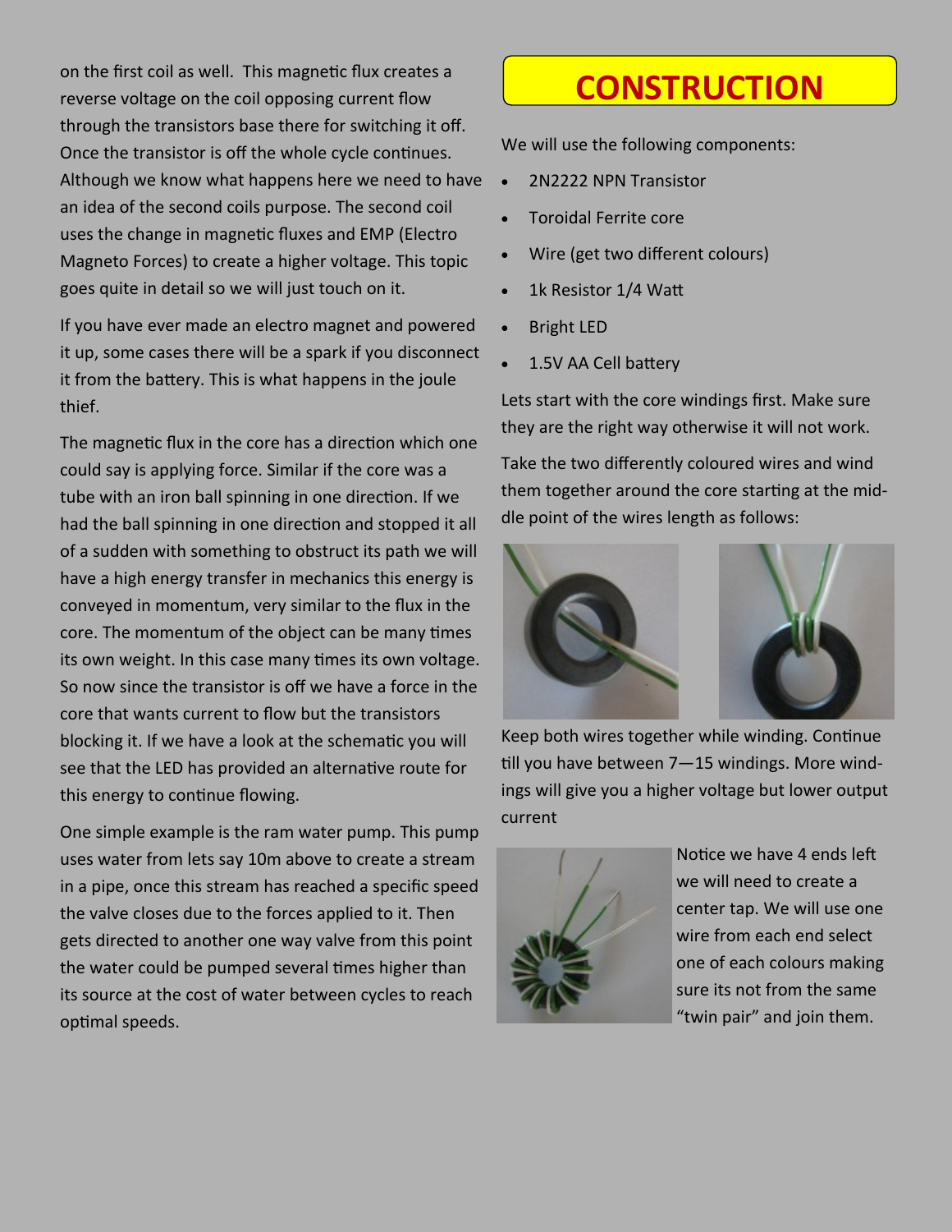on the first coil as well. This magnetic flux creates a reverse voltage on the coil opposing current flow through the transistors base there for switching it off. Once the transistor is off the whole cycle continues. Although we know what happens here we need to have an idea of the second coils purpose. The second coil uses the change in magnetic fluxes and EMP (Electro Magneto Forces) to create a higher voltage. This topic goes quite in detail so we will just touch on it.

If you have ever made an electro magnet and powered it up, some cases there will be a spark if you disconnect it from the battery. This is what happens in the joule thief.

The magnetic flux in the core has a direction which one could say is applying force. Similar if the core was a tube with an iron ball spinning in one direction. If we had the ball spinning in one direction and stopped it all of a sudden with something to obstruct its path we will have a high energy transfer in mechanics this energy is conveyed in momentum, very similar to the flux in the core. The momentum of the object can be many times its own weight. In this case many times its own voltage. So now since the transistor is off we have a force in the core that wants current to flow but the transistors blocking it. If we have a look at the schematic you will see that the LED has provided an alternative route for this energy to continue flowing.

One simple example is the ram water pump. This pump uses water from lets say 10m above to create a stream in a pipe, once this stream has reached a specific speed the valve closes due to the forces applied to it. Then gets directed to another one way valve from this point the water could be pumped several times higher than its source at the cost of water between cycles to reach optimal speeds.

# CONSTRUCTION

We will use the following components:

- 2N2222 NPN Transistor
- Toroidal Ferrite core
- Wire (get two different colours)
- 1k Resistor 1/4 Watt
- Bright LED
- 1.5V AA Cell battery

Lets start with the core windings first. Make sure they are the right way otherwise it will not work.

Take the two differently coloured wires and wind them together around the core starting at the middle point of the wires length as follows:

Keep both wires together while winding. Continue till you have between 7—15 windings. More windings will give you a higher voltage but lower output current

Notice we have 4 ends left we will need to create a center tap. We will use one wire from each end select one of each colours making sure its not from the same "twin pair" and join them.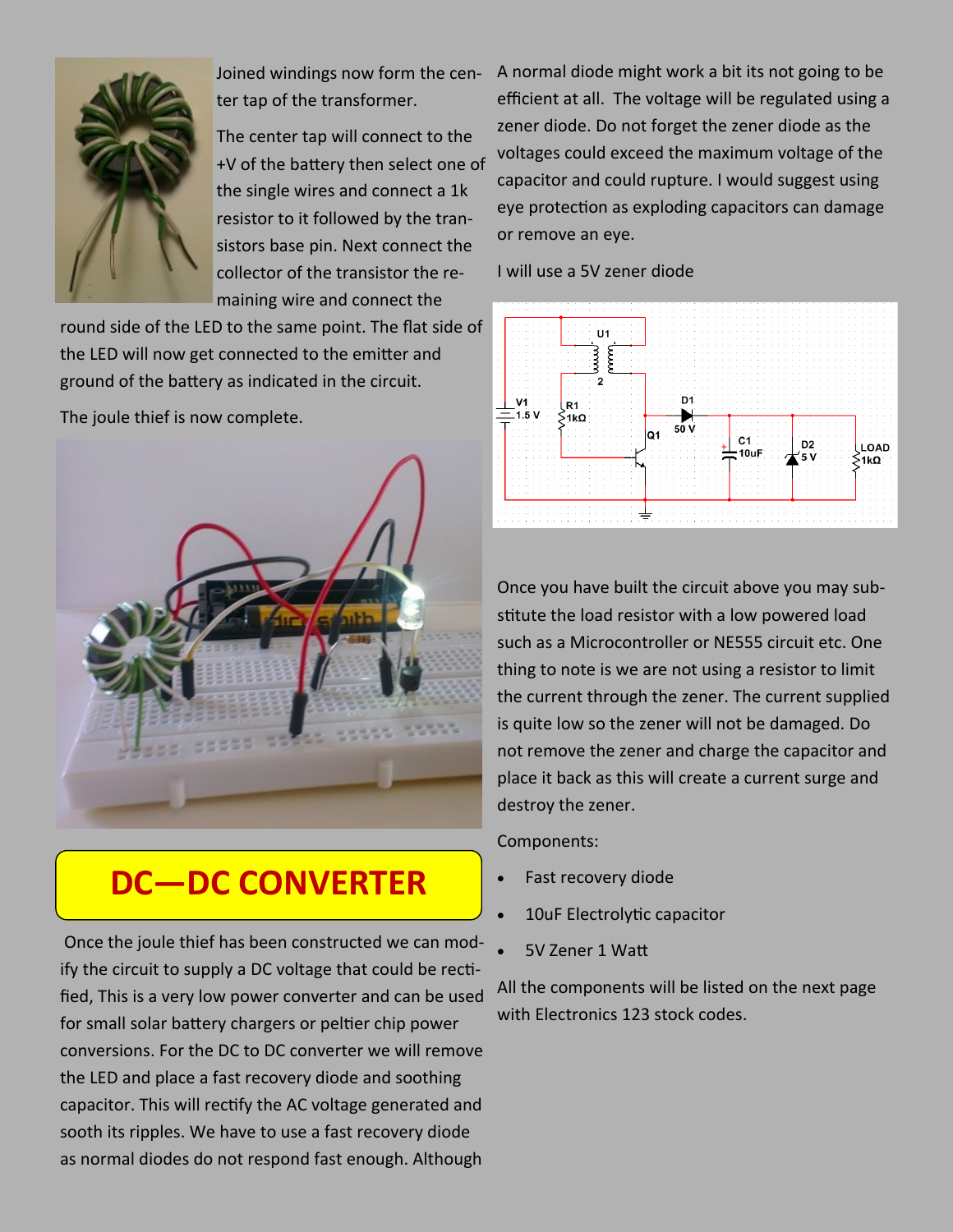Joined windings now form the center tap of the transformer.

The center tap will connect to the +V of the battery then select one of the single wires and connect a 1k resistor to it followed by the transistors base pin. Next connect the collector of the transistor the remaining wire and connect the round side of the LED to the same point. The flat side of the LED will now get connected to the emitter and ground of the battery as indicated in the circuit.

The joule thief is now complete.

# DC—DC CONVERTER

Once the joule thief has been constructed we can modify the circuit to supply a DC voltage that could be rectified, This is a very low power converter and can be used for small solar battery chargers or peltier chip power conversions. For the DC to DC converter we will remove the LED and place a fast recovery diode and soothing capacitor. This will rectify the AC voltage generated and sooth its ripples. We have to use a fast recovery diode as normal diodes do not respond fast enough. Although A normal diode might work a bit its not going to be efficient at all. The voltage will be regulated using a zener diode. Do not forget the zener diode as the voltages could exceed the maximum voltage of the capacitor and could rupture. I would suggest using eye protection as exploding capacitors can damage or remove an eye.

I will use a 5V zener diode

Once you have built the circuit above you may substitute the load resistor with a low powered load such as a Microcontroller or NE555 circuit etc. One thing to note is we are not using a resistor to limit the current through the zener. The current supplied is quite low so the zener will not be damaged. Do not remove the zener and charge the capacitor and place it back as this will create a current surge and destroy the zener.

Components:

- Fast recovery diode
- 10uF Electrolytic capacitor
- 5V Zener 1 Watt

All the components will be listed on the next page with Electronics 123 stock codes.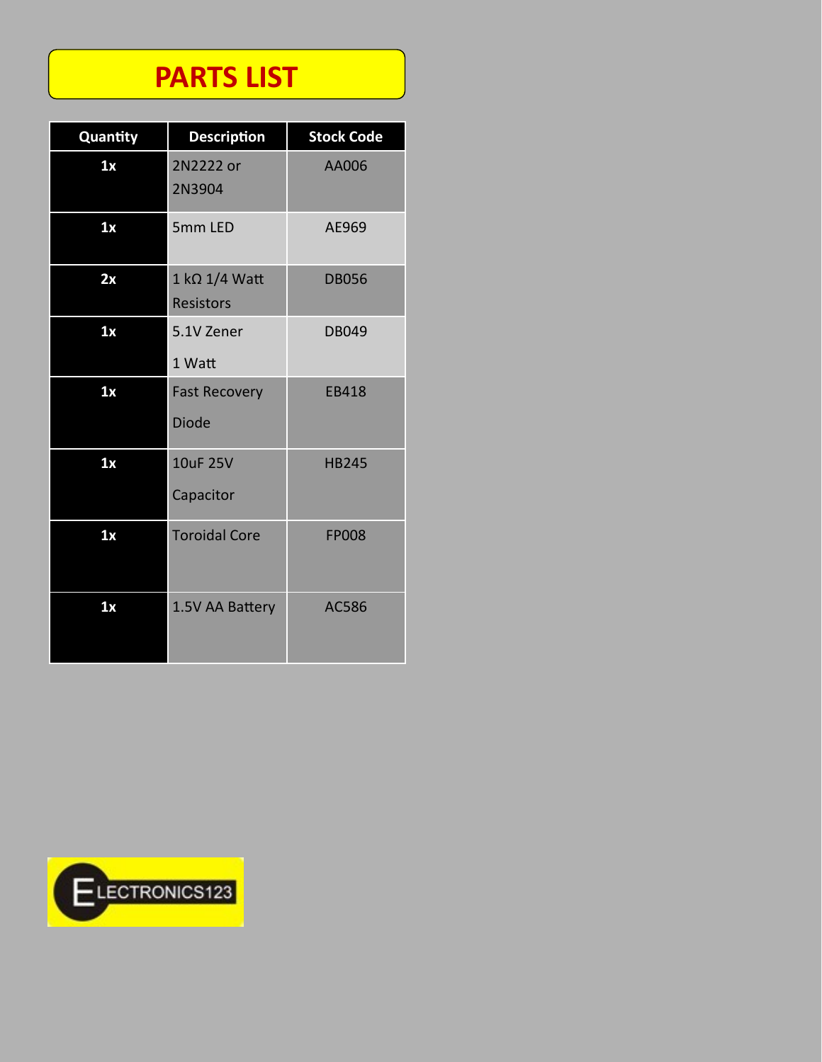# PARTS LIST

| Quantity | Description | Stock Code |
|---|---|---|
| 1x | 2N2222 or 2N3904 | AA006 |
| 1x | 5mm LED | AE969 |
| 2x | 1 kΩ 1/4 Watt Resistors | DB056 |
| 1x | 5.1V Zener 1 Watt | DB049 |
| 1x | Fast Recovery Diode | EB418 |
| 1x | 10uF 25V Capacitor | HB245 |
| 1x | Toroidal Core | FP008 |
| 1x | 1.5V AA Battery | AC586 |

ELECTRONICS123